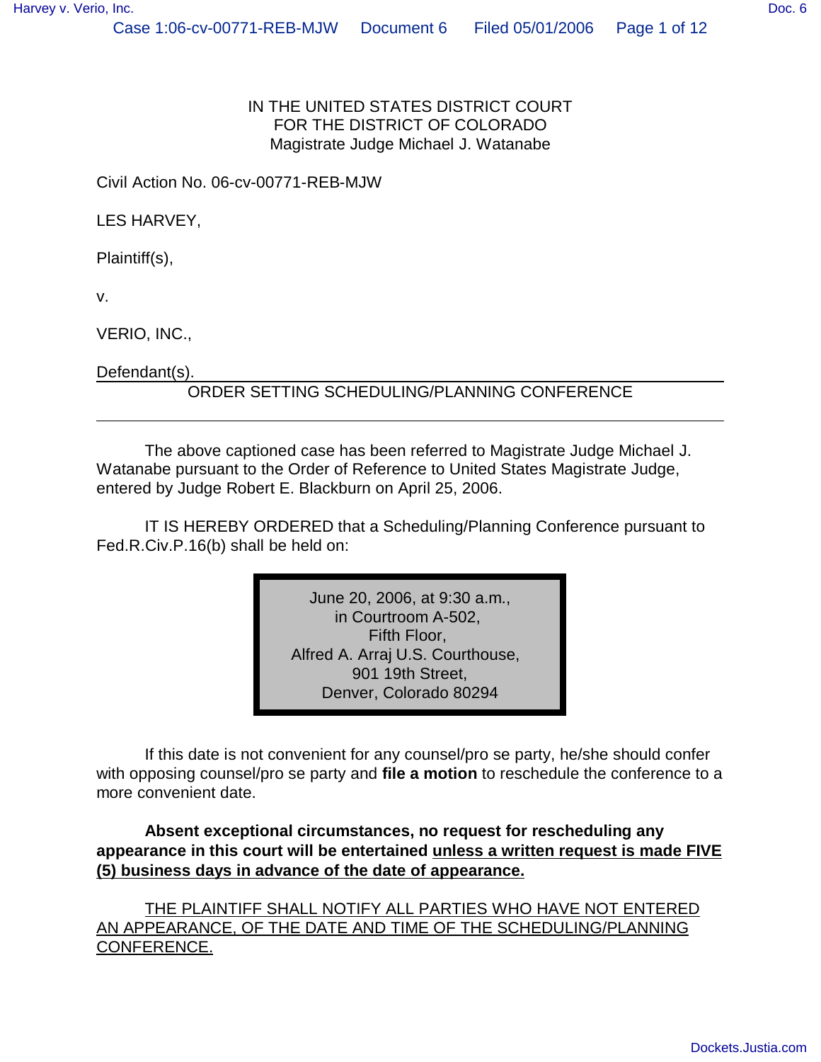IN THE UNITED STATES DISTRICT COURT
FOR THE DISTRICT OF COLORADO
Magistrate Judge Michael J. Watanabe

Civil Action No. 06-cv-00771-REB-MJW

LES HARVEY,

Plaintiff(s),

v.

VERIO, INC.,

Defendant(s).

## ORDER SETTING SCHEDULING/PLANNING CONFERENCE

The above captioned case has been referred to Magistrate Judge Michael J. Watanabe pursuant to the Order of Reference to United States Magistrate Judge, entered by Judge Robert E. Blackburn on April 25, 2006.

IT IS HEREBY ORDERED that a Scheduling/Planning Conference pursuant to Fed.R.Civ.P.16(b) shall be held on:

June 20, 2006, at 9:30 a.m.,
in Courtroom A-502,
Fifth Floor,
Alfred A. Arraj U.S. Courthouse,
901 19th Street,
Denver, Colorado 80294

If this date is not convenient for any counsel/pro se party, he/she should confer with opposing counsel/pro se party and **file a motion** to reschedule the conference to a more convenient date.

**Absent exceptional circumstances, no request for rescheduling any appearance in this court will be entertained unless a written request is made FIVE (5) business days in advance of the date of appearance.**

THE PLAINTIFF SHALL NOTIFY ALL PARTIES WHO HAVE NOT ENTERED AN APPEARANCE, OF THE DATE AND TIME OF THE SCHEDULING/PLANNING CONFERENCE.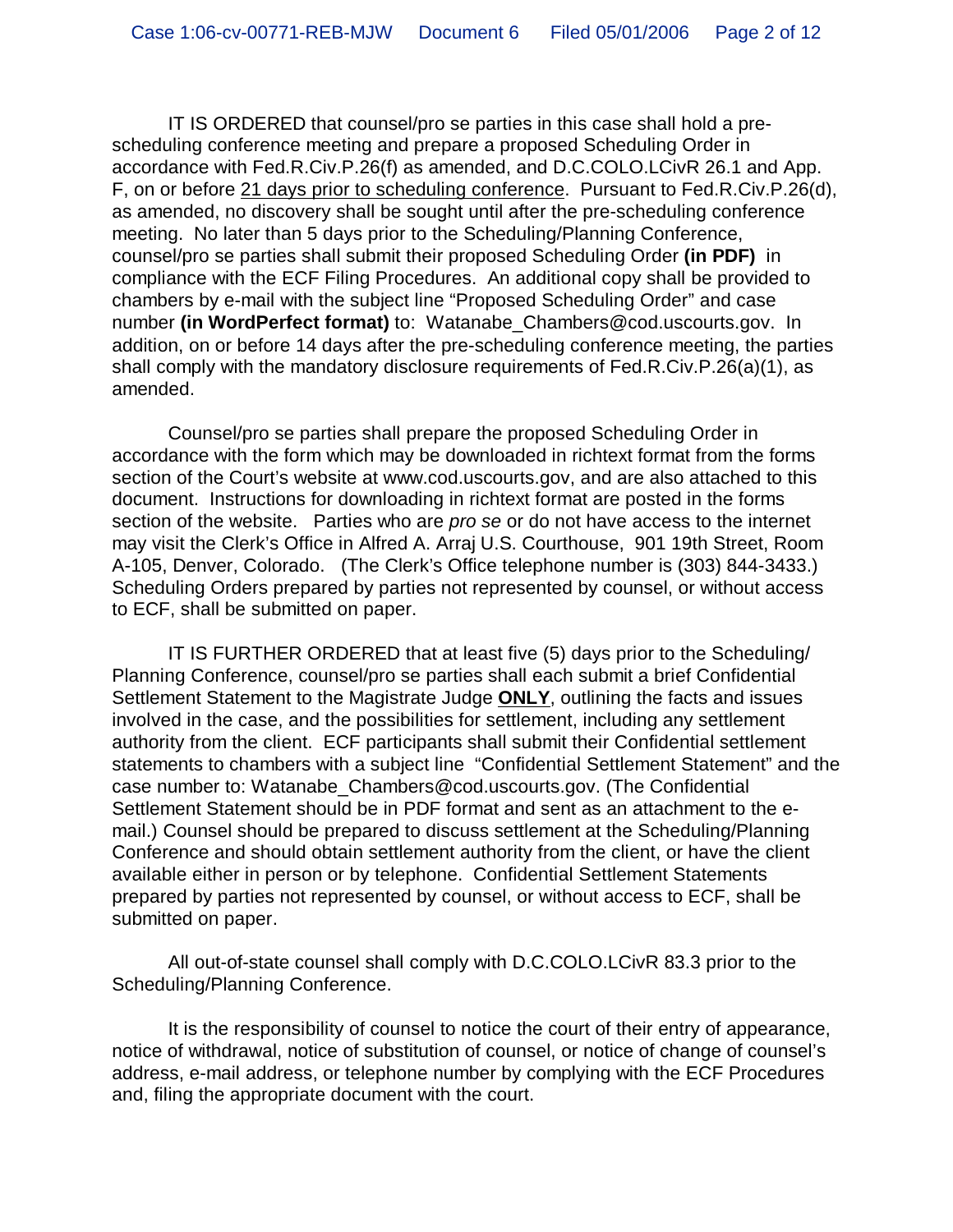IT IS ORDERED that counsel/pro se parties in this case shall hold a pre-scheduling conference meeting and prepare a proposed Scheduling Order in accordance with Fed.R.Civ.P.26(f) as amended, and D.C.COLO.LCivR 26.1 and App. F, on or before 21 days prior to scheduling conference. Pursuant to Fed.R.Civ.P.26(d), as amended, no discovery shall be sought until after the pre-scheduling conference meeting. No later than 5 days prior to the Scheduling/Planning Conference, counsel/pro se parties shall submit their proposed Scheduling Order **(in PDF)** in compliance with the ECF Filing Procedures. An additional copy shall be provided to chambers by e-mail with the subject line "Proposed Scheduling Order" and case number **(in WordPerfect format)** to: Watanabe_Chambers@cod.uscourts.gov. In addition, on or before 14 days after the pre-scheduling conference meeting, the parties shall comply with the mandatory disclosure requirements of Fed.R.Civ.P.26(a)(1), as amended.

Counsel/pro se parties shall prepare the proposed Scheduling Order in accordance with the form which may be downloaded in richtext format from the forms section of the Court's website at www.cod.uscourts.gov, and are also attached to this document. Instructions for downloading in richtext format are posted in the forms section of the website. Parties who are *pro se* or do not have access to the internet may visit the Clerk's Office in Alfred A. Arraj U.S. Courthouse, 901 19th Street, Room A-105, Denver, Colorado. (The Clerk's Office telephone number is (303) 844-3433.) Scheduling Orders prepared by parties not represented by counsel, or without access to ECF, shall be submitted on paper.

IT IS FURTHER ORDERED that at least five (5) days prior to the Scheduling/ Planning Conference, counsel/pro se parties shall each submit a brief Confidential Settlement Statement to the Magistrate Judge **ONLY**, outlining the facts and issues involved in the case, and the possibilities for settlement, including any settlement authority from the client. ECF participants shall submit their Confidential settlement statements to chambers with a subject line "Confidential Settlement Statement" and the case number to: Watanabe_Chambers@cod.uscourts.gov. (The Confidential Settlement Statement should be in PDF format and sent as an attachment to the e-mail.) Counsel should be prepared to discuss settlement at the Scheduling/Planning Conference and should obtain settlement authority from the client, or have the client available either in person or by telephone. Confidential Settlement Statements prepared by parties not represented by counsel, or without access to ECF, shall be submitted on paper.

All out-of-state counsel shall comply with D.C.COLO.LCivR 83.3 prior to the Scheduling/Planning Conference.

It is the responsibility of counsel to notice the court of their entry of appearance, notice of withdrawal, notice of substitution of counsel, or notice of change of counsel's address, e-mail address, or telephone number by complying with the ECF Procedures and, filing the appropriate document with the court.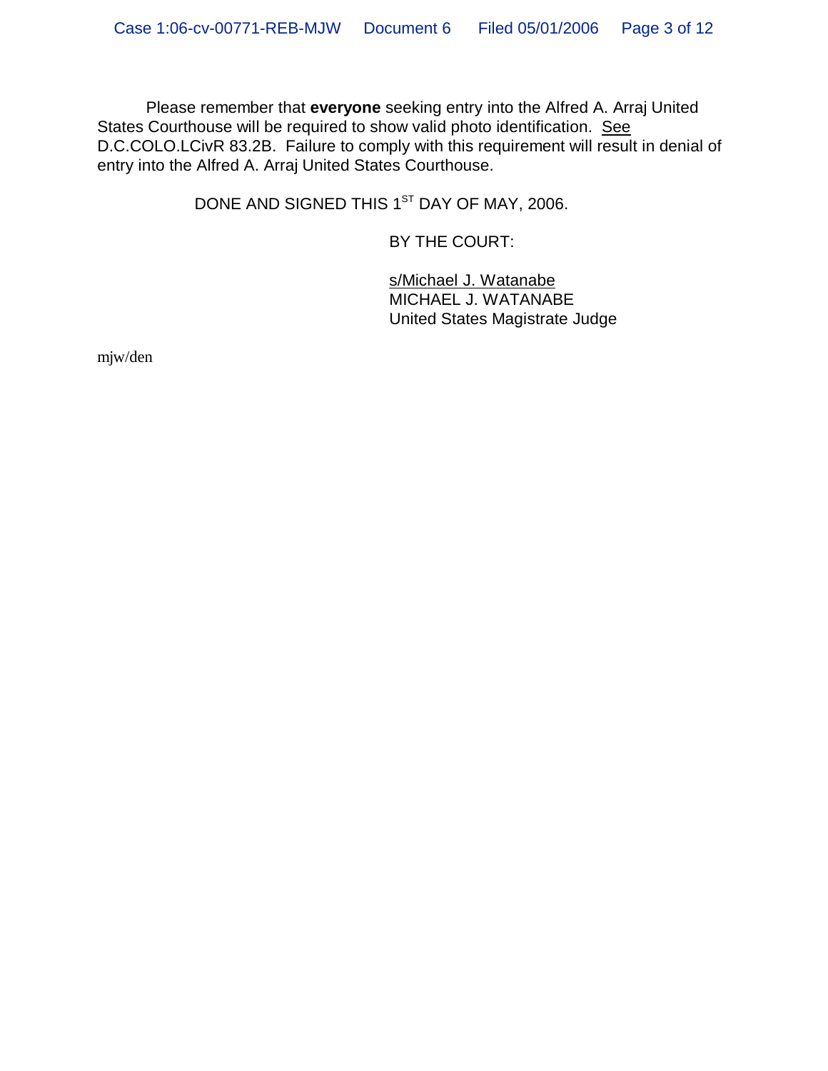Please remember that **everyone** seeking entry into the Alfred A. Arraj United States Courthouse will be required to show valid photo identification. See D.C.COLO.LCivR 83.2B. Failure to comply with this requirement will result in denial of entry into the Alfred A. Arraj United States Courthouse.

DONE AND SIGNED THIS 1ST DAY OF MAY, 2006.

BY THE COURT:

s/Michael J. Watanabe
MICHAEL J. WATANABE
United States Magistrate Judge

mjw/den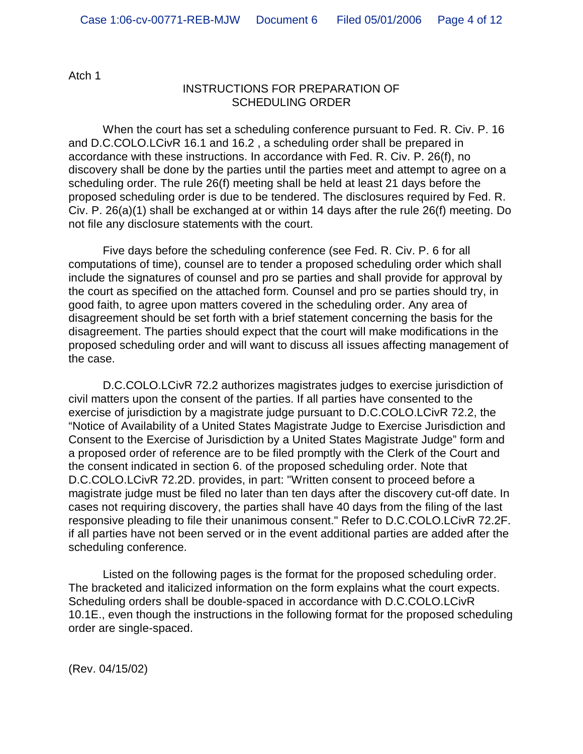Atch 1

# INSTRUCTIONS FOR PREPARATION OF SCHEDULING ORDER

When the court has set a scheduling conference pursuant to Fed. R. Civ. P. 16 and D.C.COLO.LCivR 16.1 and 16.2 , a scheduling order shall be prepared in accordance with these instructions. In accordance with Fed. R. Civ. P. 26(f), no discovery shall be done by the parties until the parties meet and attempt to agree on a scheduling order. The rule 26(f) meeting shall be held at least 21 days before the proposed scheduling order is due to be tendered. The disclosures required by Fed. R. Civ. P. 26(a)(1) shall be exchanged at or within 14 days after the rule 26(f) meeting. Do not file any disclosure statements with the court.

Five days before the scheduling conference (see Fed. R. Civ. P. 6 for all computations of time), counsel are to tender a proposed scheduling order which shall include the signatures of counsel and pro se parties and shall provide for approval by the court as specified on the attached form. Counsel and pro se parties should try, in good faith, to agree upon matters covered in the scheduling order. Any area of disagreement should be set forth with a brief statement concerning the basis for the disagreement. The parties should expect that the court will make modifications in the proposed scheduling order and will want to discuss all issues affecting management of the case.

D.C.COLO.LCivR 72.2 authorizes magistrates judges to exercise jurisdiction of civil matters upon the consent of the parties. If all parties have consented to the exercise of jurisdiction by a magistrate judge pursuant to D.C.COLO.LCivR 72.2, the "Notice of Availability of a United States Magistrate Judge to Exercise Jurisdiction and Consent to the Exercise of Jurisdiction by a United States Magistrate Judge" form and a proposed order of reference are to be filed promptly with the Clerk of the Court and the consent indicated in section 6. of the proposed scheduling order. Note that D.C.COLO.LCivR 72.2D. provides, in part: "Written consent to proceed before a magistrate judge must be filed no later than ten days after the discovery cut-off date. In cases not requiring discovery, the parties shall have 40 days from the filing of the last responsive pleading to file their unanimous consent." Refer to D.C.COLO.LCivR 72.2F. if all parties have not been served or in the event additional parties are added after the scheduling conference.

Listed on the following pages is the format for the proposed scheduling order. The bracketed and italicized information on the form explains what the court expects. Scheduling orders shall be double-spaced in accordance with D.C.COLO.LCivR 10.1E., even though the instructions in the following format for the proposed scheduling order are single-spaced.

(Rev. 04/15/02)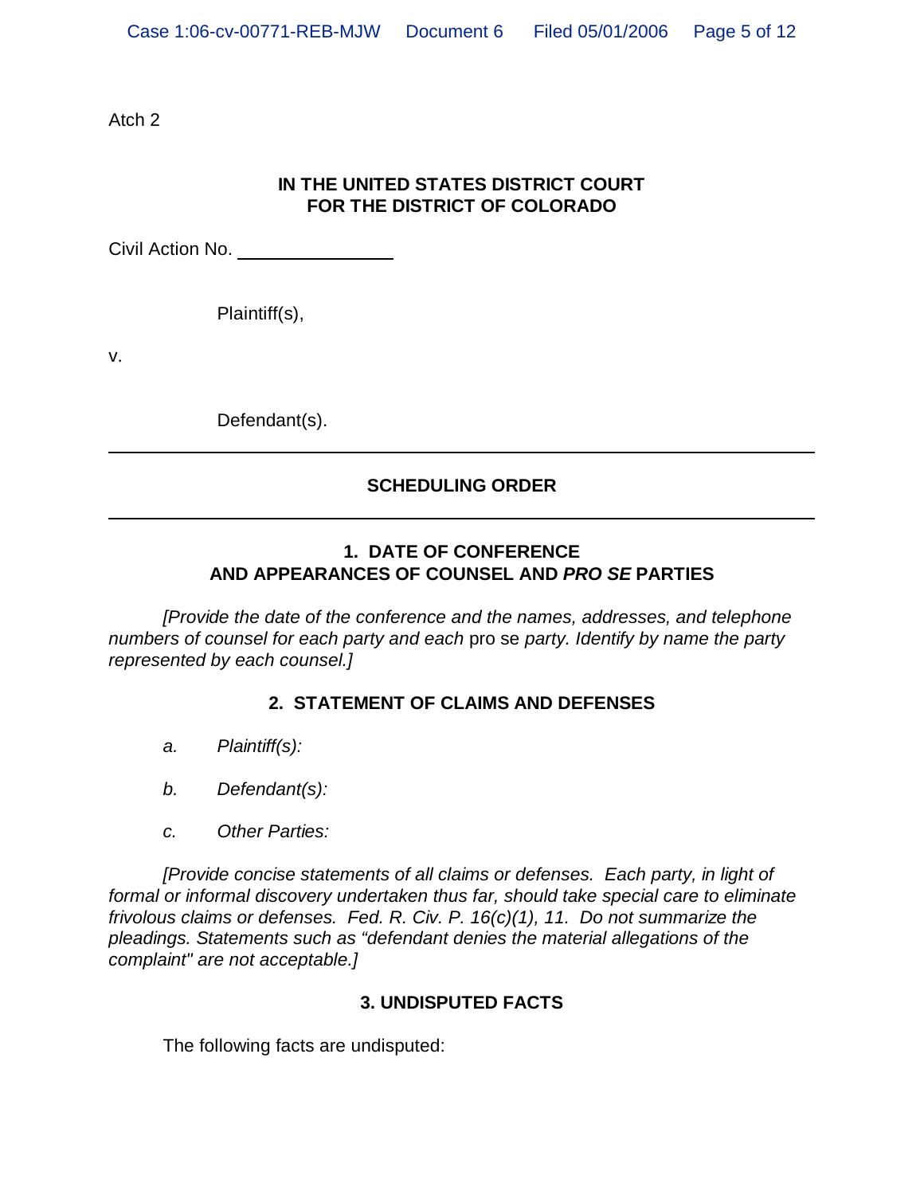Atch 2

**IN THE UNITED STATES DISTRICT COURT**
**FOR THE DISTRICT OF COLORADO**

Civil Action No. ______________

Plaintiff(s),

v.

Defendant(s).

---

**SCHEDULING ORDER**

---

**1. DATE OF CONFERENCE**
**AND APPEARANCES OF COUNSEL AND *PRO SE* PARTIES**

*[Provide the date of the conference and the names, addresses, and telephone numbers of counsel for each party and each* pro se *party. Identify by name the party represented by each counsel.]*

**2. STATEMENT OF CLAIMS AND DEFENSES**

*a.* *Plaintiff(s):*

*b.* *Defendant(s):*

*c.* *Other Parties:*

*[Provide concise statements of all claims or defenses. Each party, in light of formal or informal discovery undertaken thus far, should take special care to eliminate frivolous claims or defenses. Fed. R. Civ. P. 16(c)(1), 11. Do not summarize the pleadings. Statements such as "defendant denies the material allegations of the complaint" are not acceptable.]*

**3. UNDISPUTED FACTS**

The following facts are undisputed: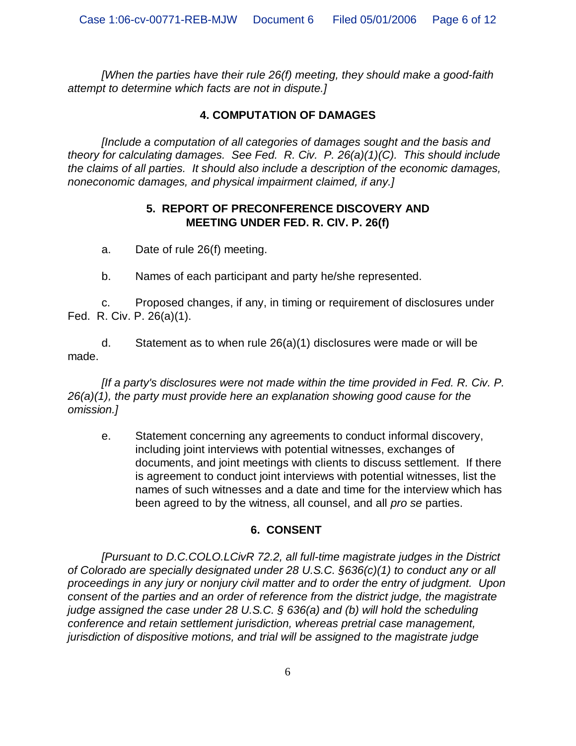*[When the parties have their rule 26(f) meeting, they should make a good-faith attempt to determine which facts are not in dispute.]*

### 4. COMPUTATION OF DAMAGES

*[Include a computation of all categories of damages sought and the basis and theory for calculating damages. See Fed. R. Civ. P. 26(a)(1)(C). This should include the claims of all parties. It should also include a description of the economic damages, noneconomic damages, and physical impairment claimed, if any.]*

### 5. REPORT OF PRECONFERENCE DISCOVERY AND MEETING UNDER FED. R. CIV. P. 26(f)

a. Date of rule 26(f) meeting.

b. Names of each participant and party he/she represented.

c. Proposed changes, if any, in timing or requirement of disclosures under Fed. R. Civ. P. 26(a)(1).

d. Statement as to when rule 26(a)(1) disclosures were made or will be made.

*[If a party's disclosures were not made within the time provided in Fed. R. Civ. P. 26(a)(1), the party must provide here an explanation showing good cause for the omission.]*

e. Statement concerning any agreements to conduct informal discovery, including joint interviews with potential witnesses, exchanges of documents, and joint meetings with clients to discuss settlement. If there is agreement to conduct joint interviews with potential witnesses, list the names of such witnesses and a date and time for the interview which has been agreed to by the witness, all counsel, and all *pro se* parties.

### 6. CONSENT

*[Pursuant to D.C.COLO.LCivR 72.2, all full-time magistrate judges in the District of Colorado are specially designated under 28 U.S.C. §636(c)(1) to conduct any or all proceedings in any jury or nonjury civil matter and to order the entry of judgment. Upon consent of the parties and an order of reference from the district judge, the magistrate judge assigned the case under 28 U.S.C. § 636(a) and (b) will hold the scheduling conference and retain settlement jurisdiction, whereas pretrial case management, jurisdiction of dispositive motions, and trial will be assigned to the magistrate judge*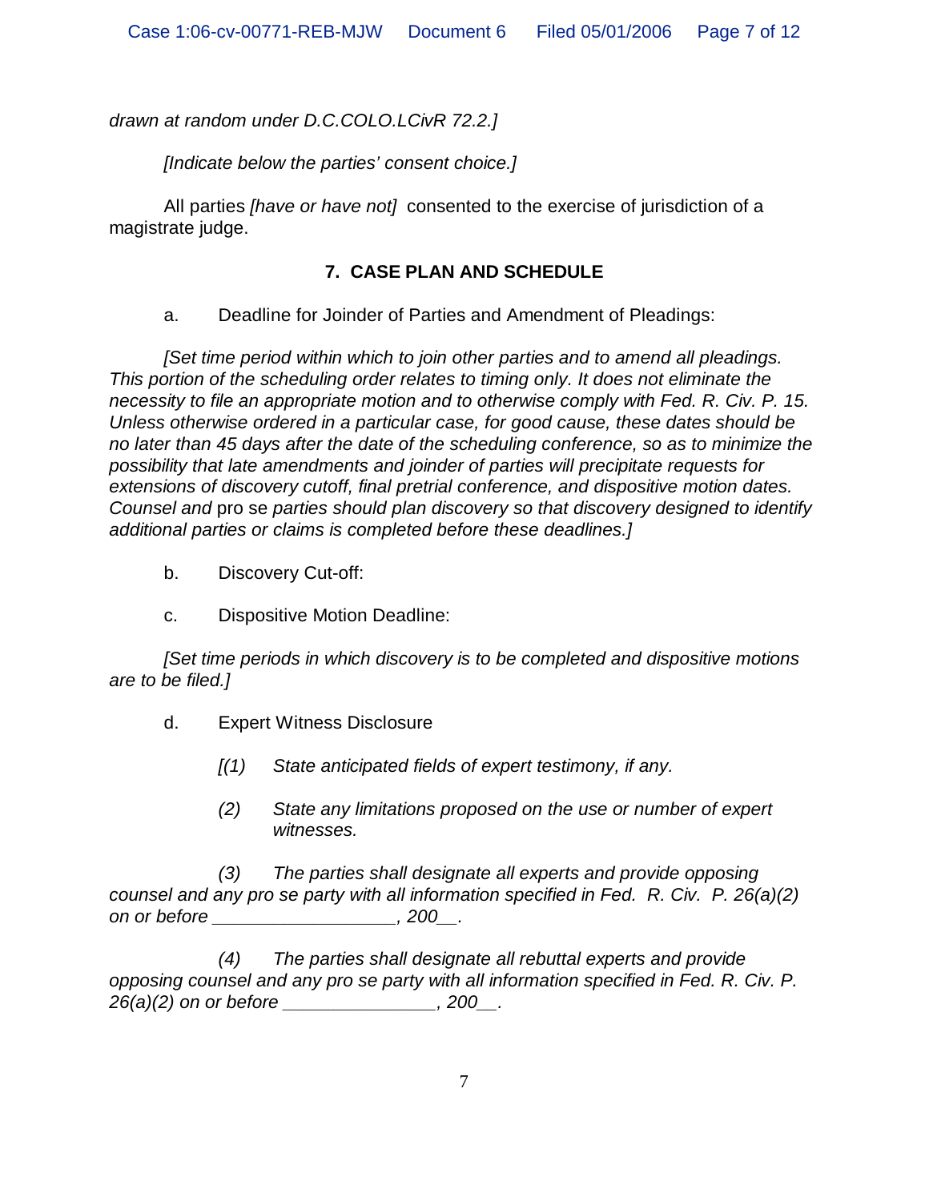*drawn at random under D.C.COLO.LCivR 72.2.]*

*[Indicate below the parties' consent choice.]*

All parties *[have or have not]* consented to the exercise of jurisdiction of a magistrate judge.

## 7. CASE PLAN AND SCHEDULE

a. Deadline for Joinder of Parties and Amendment of Pleadings:

*[Set time period within which to join other parties and to amend all pleadings. This portion of the scheduling order relates to timing only. It does not eliminate the necessity to file an appropriate motion and to otherwise comply with Fed. R. Civ. P. 15. Unless otherwise ordered in a particular case, for good cause, these dates should be no later than 45 days after the date of the scheduling conference, so as to minimize the possibility that late amendments and joinder of parties will precipitate requests for extensions of discovery cutoff, final pretrial conference, and dispositive motion dates. Counsel and* pro se *parties should plan discovery so that discovery designed to identify additional parties or claims is completed before these deadlines.]*

b. Discovery Cut-off:

c. Dispositive Motion Deadline:

*[Set time periods in which discovery is to be completed and dispositive motions are to be filed.]*

d. Expert Witness Disclosure

*[(1) State anticipated fields of expert testimony, if any.*

*(2) State any limitations proposed on the use or number of expert witnesses.*

*(3) The parties shall designate all experts and provide opposing counsel and any pro se party with all information specified in Fed. R. Civ. P. 26(a)(2) on or before __________________, 200__.*

*(4) The parties shall designate all rebuttal experts and provide opposing counsel and any pro se party with all information specified in Fed. R. Civ. P. 26(a)(2) on or before _______________, 200__.*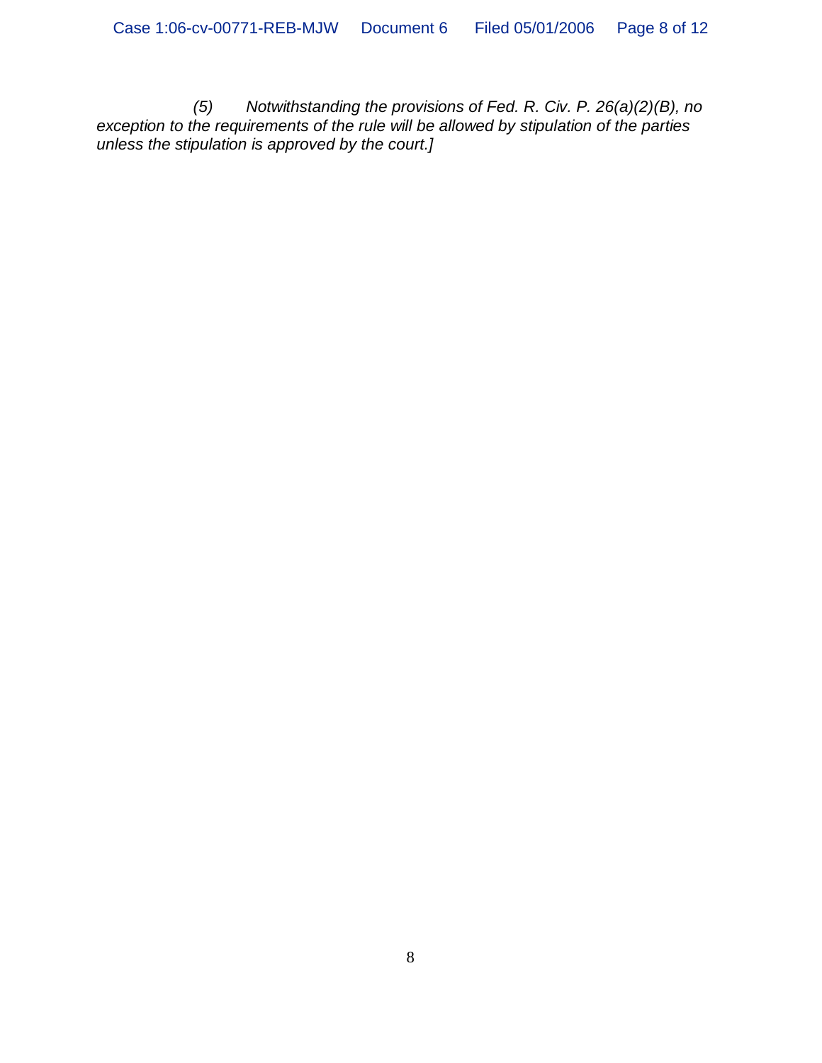*(5) Notwithstanding the provisions of Fed. R. Civ. P. 26(a)(2)(B), no exception to the requirements of the rule will be allowed by stipulation of the parties unless the stipulation is approved by the court.]*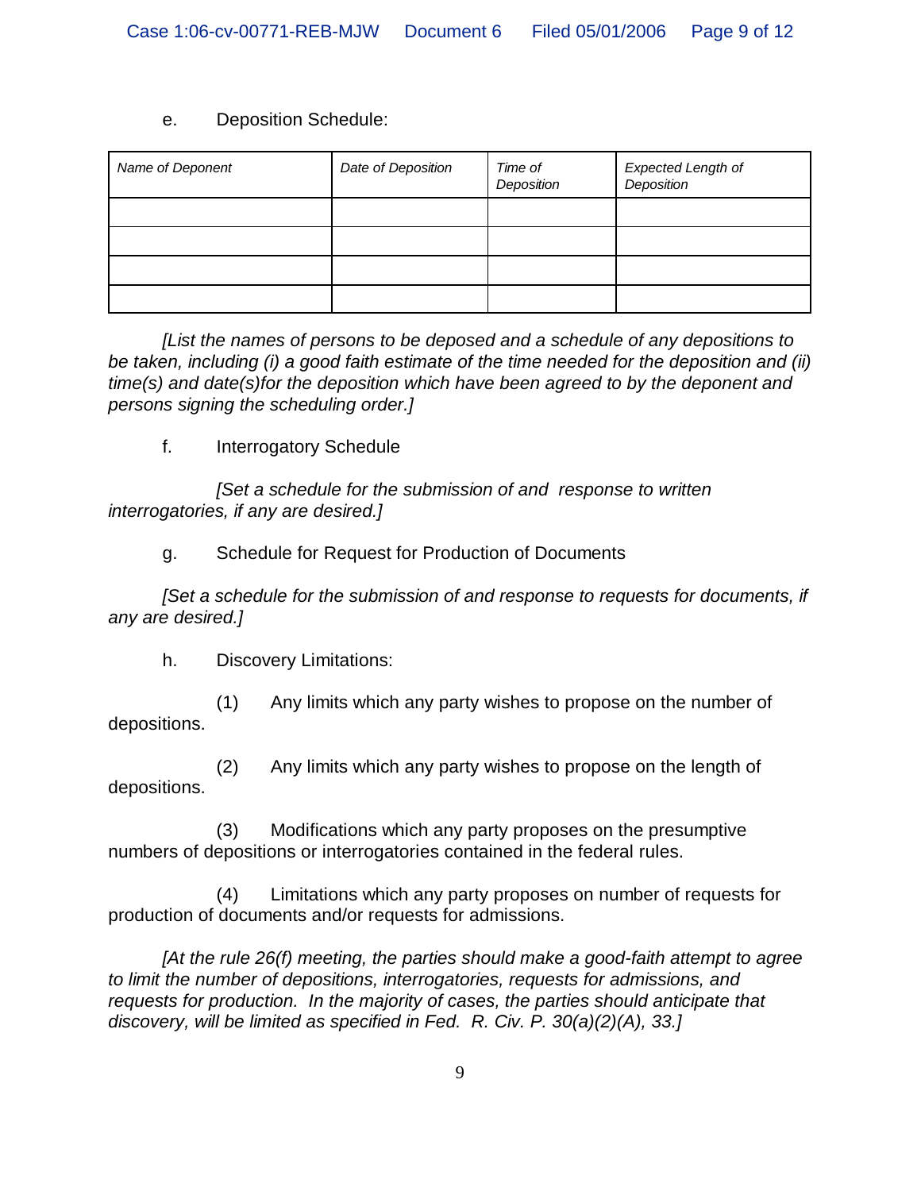e. Deposition Schedule:

| *Name of Deponent* | *Date of Deposition* | *Time of Deposition* | *Expected Length of Deposition* |
|---|---|---|---|
| | | | |
| | | | |
| | | | |
| | | | |

*[List the names of persons to be deposed and a schedule of any depositions to be taken, including (i) a good faith estimate of the time needed for the deposition and (ii) time(s) and date(s)for the deposition which have been agreed to by the deponent and persons signing the scheduling order.]*

f. Interrogatory Schedule

*[Set a schedule for the submission of and response to written interrogatories, if any are desired.]*

g. Schedule for Request for Production of Documents

*[Set a schedule for the submission of and response to requests for documents, if any are desired.]*

h. Discovery Limitations:

(1) Any limits which any party wishes to propose on the number of depositions.

(2) Any limits which any party wishes to propose on the length of depositions.

(3) Modifications which any party proposes on the presumptive numbers of depositions or interrogatories contained in the federal rules.

(4) Limitations which any party proposes on number of requests for production of documents and/or requests for admissions.

*[At the rule 26(f) meeting, the parties should make a good-faith attempt to agree to limit the number of depositions, interrogatories, requests for admissions, and requests for production. In the majority of cases, the parties should anticipate that discovery, will be limited as specified in Fed. R. Civ. P. 30(a)(2)(A), 33.]*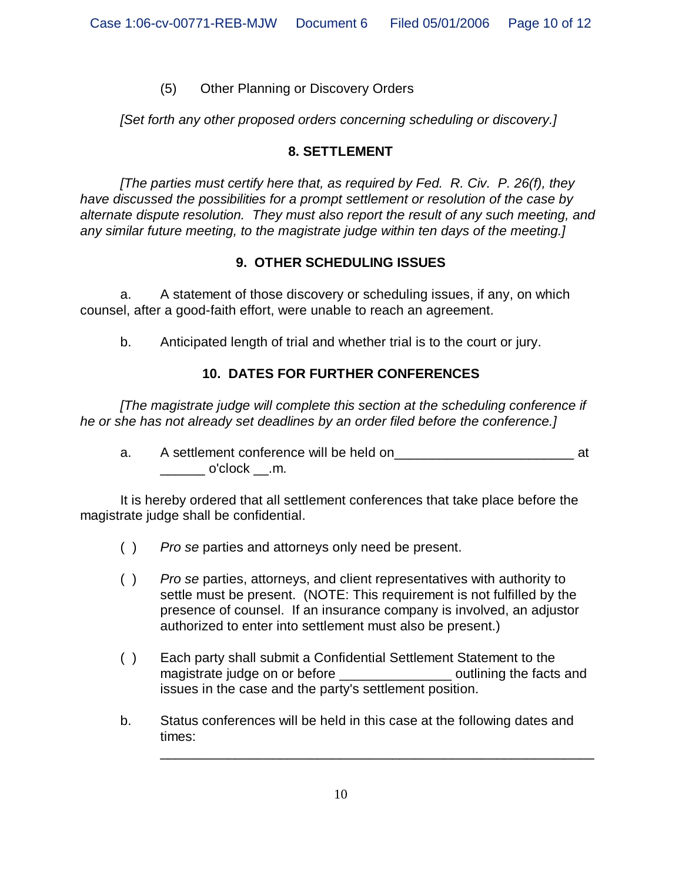(5) Other Planning or Discovery Orders

*[Set forth any other proposed orders concerning scheduling or discovery.]*

## 8. SETTLEMENT

*[The parties must certify here that, as required by Fed. R. Civ. P. 26(f), they have discussed the possibilities for a prompt settlement or resolution of the case by alternate dispute resolution. They must also report the result of any such meeting, and any similar future meeting, to the magistrate judge within ten days of the meeting.]*

## 9. OTHER SCHEDULING ISSUES

a. A statement of those discovery or scheduling issues, if any, on which counsel, after a good-faith effort, were unable to reach an agreement.

b. Anticipated length of trial and whether trial is to the court or jury.

## 10. DATES FOR FURTHER CONFERENCES

*[The magistrate judge will complete this section at the scheduling conference if he or she has not already set deadlines by an order filed before the conference.]*

a. A settlement conference will be held on________________________ at ______ o'clock __.m.

It is hereby ordered that all settlement conferences that take place before the magistrate judge shall be confidential.

( ) *Pro se* parties and attorneys only need be present.

( ) *Pro se* parties, attorneys, and client representatives with authority to settle must be present. (NOTE: This requirement is not fulfilled by the presence of counsel. If an insurance company is involved, an adjustor authorized to enter into settlement must also be present.)

( ) Each party shall submit a Confidential Settlement Statement to the magistrate judge on or before _______________ outlining the facts and issues in the case and the party's settlement position.

b. Status conferences will be held in this case at the following dates and times:

__________________________________________________________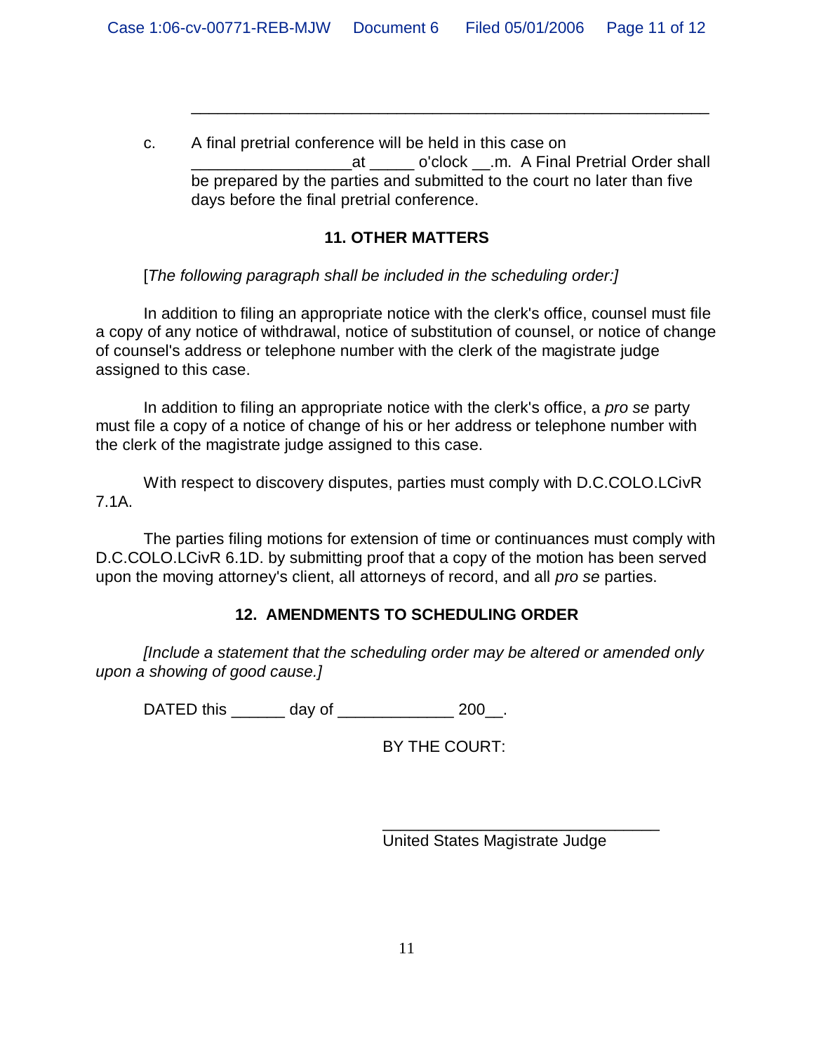\_\_\_\_\_\_\_\_\_\_\_\_\_\_\_\_\_\_\_\_\_\_\_\_\_\_\_\_\_\_\_\_\_\_\_\_\_\_\_\_\_\_\_\_\_\_\_\_\_\_\_\_\_\_\_\_\_

c. A final pretrial conference will be held in this case on \_\_\_\_\_\_\_\_\_\_\_\_\_\_\_\_\_\_at \_\_\_\_\_ o'clock \_\_.m. A Final Pretrial Order shall be prepared by the parties and submitted to the court no later than five days before the final pretrial conference.

## 11. OTHER MATTERS

[*The following paragraph shall be included in the scheduling order:]*

In addition to filing an appropriate notice with the clerk's office, counsel must file a copy of any notice of withdrawal, notice of substitution of counsel, or notice of change of counsel's address or telephone number with the clerk of the magistrate judge assigned to this case.

In addition to filing an appropriate notice with the clerk's office, a *pro se* party must file a copy of a notice of change of his or her address or telephone number with the clerk of the magistrate judge assigned to this case.

With respect to discovery disputes, parties must comply with D.C.COLO.LCivR 7.1A.

The parties filing motions for extension of time or continuances must comply with D.C.COLO.LCivR 6.1D. by submitting proof that a copy of the motion has been served upon the moving attorney's client, all attorneys of record, and all *pro se* parties.

## 12. AMENDMENTS TO SCHEDULING ORDER

*[Include a statement that the scheduling order may be altered or amended only upon a showing of good cause.]*

DATED this \_\_\_\_\_\_ day of \_\_\_\_\_\_\_\_\_\_\_\_\_ 200\_\_.

BY THE COURT:

\_\_\_\_\_\_\_\_\_\_\_\_\_\_\_\_\_\_\_\_\_\_\_\_\_\_\_\_\_\_\_\_
United States Magistrate Judge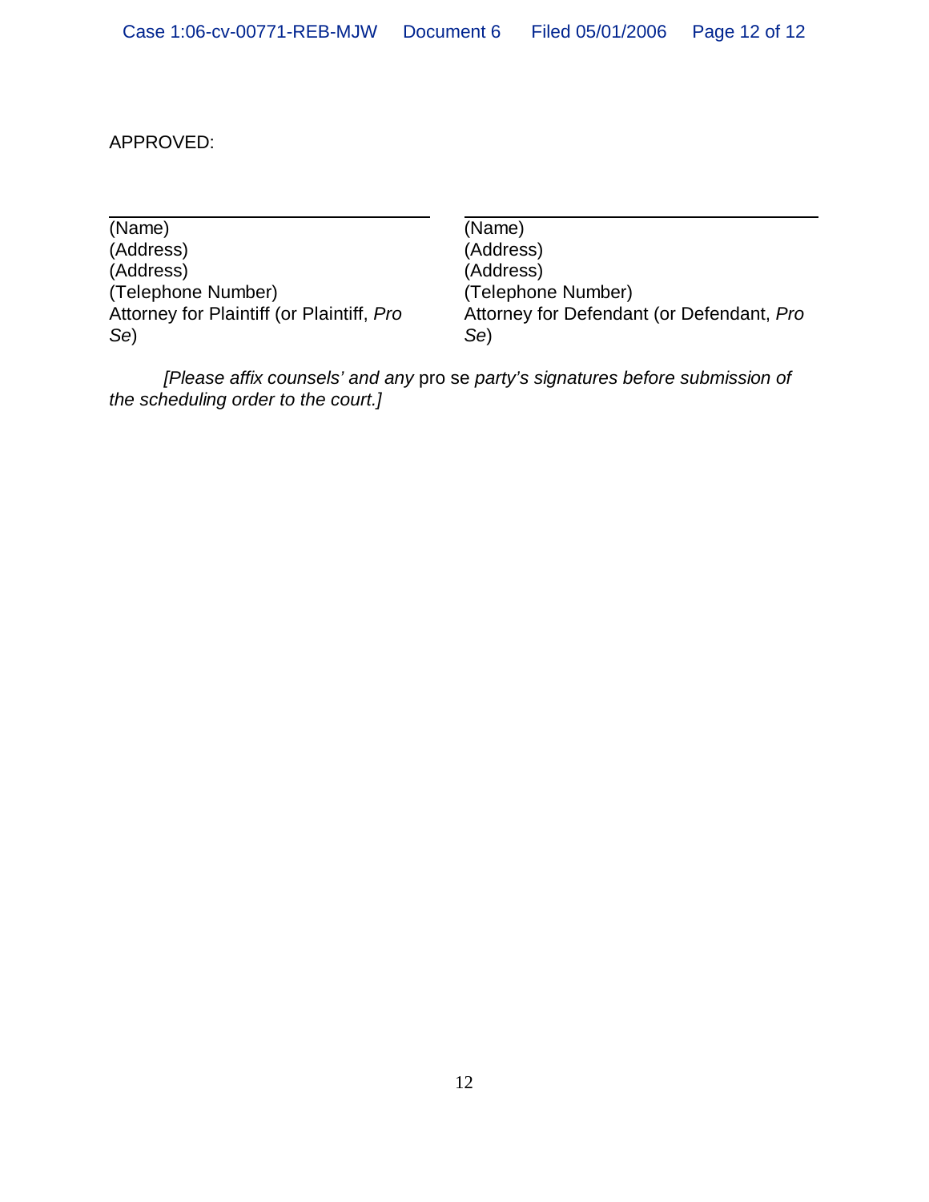APPROVED:

\_\_\_\_\_\_\_\_\_\_\_\_\_\_\_\_\_\_\_\_\_\_\_\_\_\_\_\_\_\_\_\_
(Name)
(Address)
(Address)
(Telephone Number)
Attorney for Plaintiff (or Plaintiff, *Pro Se*)

\_\_\_\_\_\_\_\_\_\_\_\_\_\_\_\_\_\_\_\_\_\_\_\_\_\_\_\_\_\_\_\_
(Name)
(Address)
(Address)
(Telephone Number)
Attorney for Defendant (or Defendant, *Pro Se*)

*[Please affix counsels' and any* pro se *party's signatures before submission of the scheduling order to the court.]*